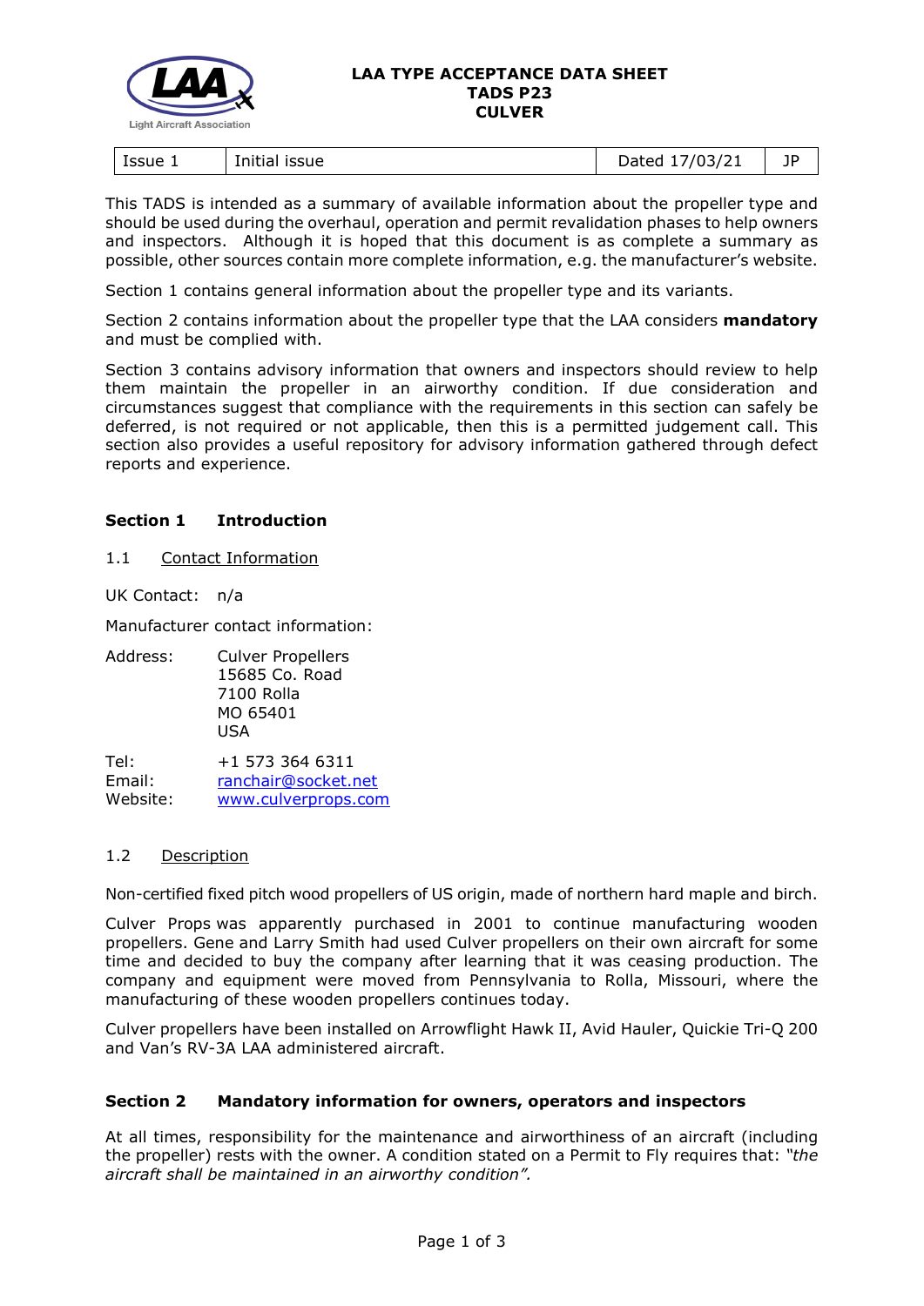# LAA TYPE ACCEPTANCE DATA SHEET
# TADS P23
# CULVER

| Issue 1 | Initial issue | Dated 17/03/21 | JP |
|---|---|---|---|

This TADS is intended as a summary of available information about the propeller type and should be used during the overhaul, operation and permit revalidation phases to help owners and inspectors. Although it is hoped that this document is as complete a summary as possible, other sources contain more complete information, e.g. the manufacturer's website.

Section 1 contains general information about the propeller type and its variants.

Section 2 contains information about the propeller type that the LAA considers **mandatory** and must be complied with.

Section 3 contains advisory information that owners and inspectors should review to help them maintain the propeller in an airworthy condition. If due consideration and circumstances suggest that compliance with the requirements in this section can safely be deferred, is not required or not applicable, then this is a permitted judgement call. This section also provides a useful repository for advisory information gathered through defect reports and experience.

## Section 1 Introduction

### 1.1 Contact Information

UK Contact: n/a

Manufacturer contact information:

Address: Culver Propellers
15685 Co. Road
7100 Rolla
MO 65401
USA

Tel: +1 573 364 6311
Email: ranchair@socket.net
Website: www.culverprops.com

### 1.2 Description

Non-certified fixed pitch wood propellers of US origin, made of northern hard maple and birch.

Culver Props was apparently purchased in 2001 to continue manufacturing wooden propellers. Gene and Larry Smith had used Culver propellers on their own aircraft for some time and decided to buy the company after learning that it was ceasing production. The company and equipment were moved from Pennsylvania to Rolla, Missouri, where the manufacturing of these wooden propellers continues today.

Culver propellers have been installed on Arrowflight Hawk II, Avid Hauler, Quickie Tri-Q 200 and Van's RV-3A LAA administered aircraft.

## Section 2 Mandatory information for owners, operators and inspectors

At all times, responsibility for the maintenance and airworthiness of an aircraft (including the propeller) rests with the owner. A condition stated on a Permit to Fly requires that: *"the aircraft shall be maintained in an airworthy condition".*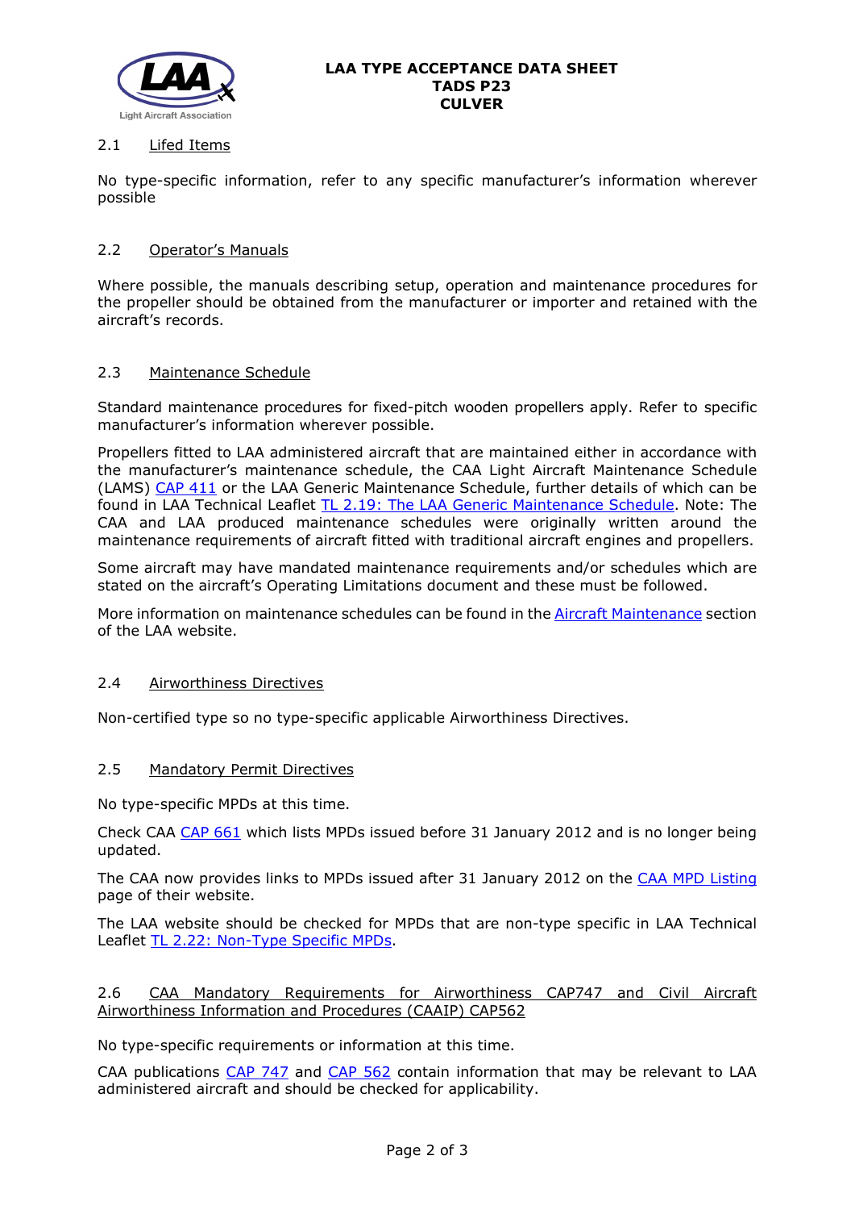### 2.1 Lifed Items

No type-specific information, refer to any specific manufacturer's information wherever possible

### 2.2 Operator's Manuals

Where possible, the manuals describing setup, operation and maintenance procedures for the propeller should be obtained from the manufacturer or importer and retained with the aircraft's records.

### 2.3 Maintenance Schedule

Standard maintenance procedures for fixed-pitch wooden propellers apply. Refer to specific manufacturer's information wherever possible.

Propellers fitted to LAA administered aircraft that are maintained either in accordance with the manufacturer's maintenance schedule, the CAA Light Aircraft Maintenance Schedule (LAMS) CAP 411 or the LAA Generic Maintenance Schedule, further details of which can be found in LAA Technical Leaflet TL 2.19: The LAA Generic Maintenance Schedule. Note: The CAA and LAA produced maintenance schedules were originally written around the maintenance requirements of aircraft fitted with traditional aircraft engines and propellers.

Some aircraft may have mandated maintenance requirements and/or schedules which are stated on the aircraft's Operating Limitations document and these must be followed.

More information on maintenance schedules can be found in the Aircraft Maintenance section of the LAA website.

### 2.4 Airworthiness Directives

Non-certified type so no type-specific applicable Airworthiness Directives.

### 2.5 Mandatory Permit Directives

No type-specific MPDs at this time.

Check CAA CAP 661 which lists MPDs issued before 31 January 2012 and is no longer being updated.

The CAA now provides links to MPDs issued after 31 January 2012 on the CAA MPD Listing page of their website.

The LAA website should be checked for MPDs that are non-type specific in LAA Technical Leaflet TL 2.22: Non-Type Specific MPDs.

### 2.6 CAA Mandatory Requirements for Airworthiness CAP747 and Civil Aircraft Airworthiness Information and Procedures (CAAIP) CAP562

No type-specific requirements or information at this time.

CAA publications CAP 747 and CAP 562 contain information that may be relevant to LAA administered aircraft and should be checked for applicability.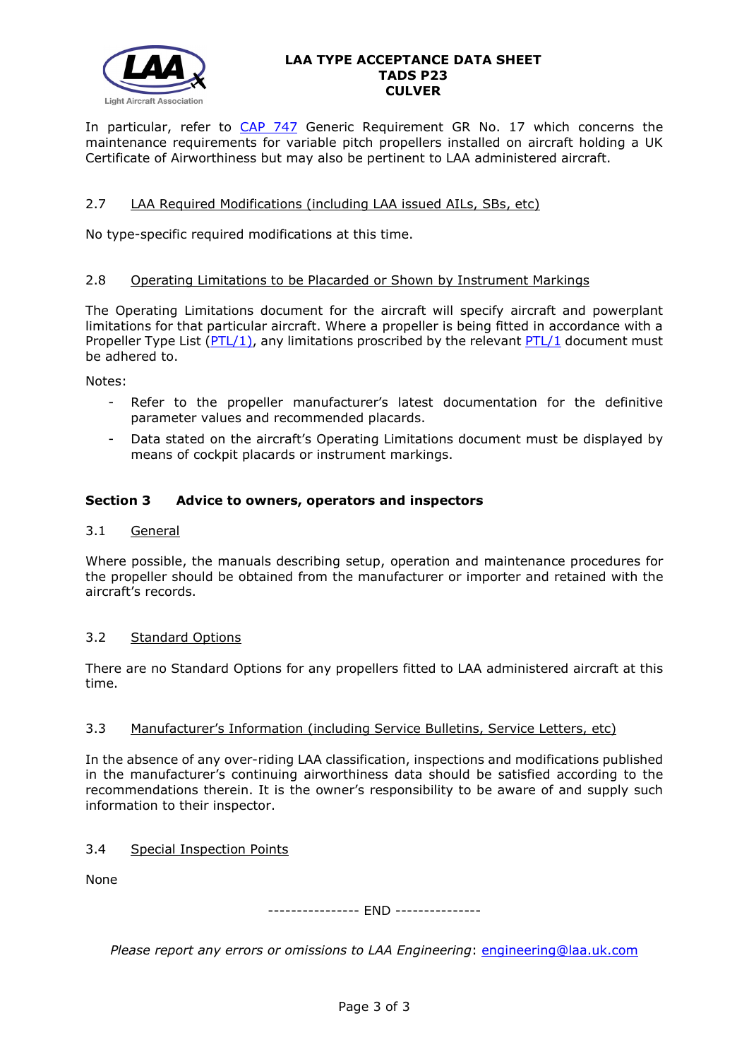In particular, refer to CAP 747 Generic Requirement GR No. 17 which concerns the maintenance requirements for variable pitch propellers installed on aircraft holding a UK Certificate of Airworthiness but may also be pertinent to LAA administered aircraft.

### 2.7 LAA Required Modifications (including LAA issued AILs, SBs, etc)

No type-specific required modifications at this time.

### 2.8 Operating Limitations to be Placarded or Shown by Instrument Markings

The Operating Limitations document for the aircraft will specify aircraft and powerplant limitations for that particular aircraft. Where a propeller is being fitted in accordance with a Propeller Type List (PTL/1), any limitations proscribed by the relevant PTL/1 document must be adhered to.

Notes:

- Refer to the propeller manufacturer's latest documentation for the definitive parameter values and recommended placards.
- Data stated on the aircraft's Operating Limitations document must be displayed by means of cockpit placards or instrument markings.

## Section 3 Advice to owners, operators and inspectors

### 3.1 General

Where possible, the manuals describing setup, operation and maintenance procedures for the propeller should be obtained from the manufacturer or importer and retained with the aircraft's records.

### 3.2 Standard Options

There are no Standard Options for any propellers fitted to LAA administered aircraft at this time.

### 3.3 Manufacturer's Information (including Service Bulletins, Service Letters, etc)

In the absence of any over-riding LAA classification, inspections and modifications published in the manufacturer's continuing airworthiness data should be satisfied according to the recommendations therein. It is the owner's responsibility to be aware of and supply such information to their inspector.

### 3.4 Special Inspection Points

None

---------------- END ---------------

*Please report any errors or omissions to LAA Engineering*: engineering@laa.uk.com